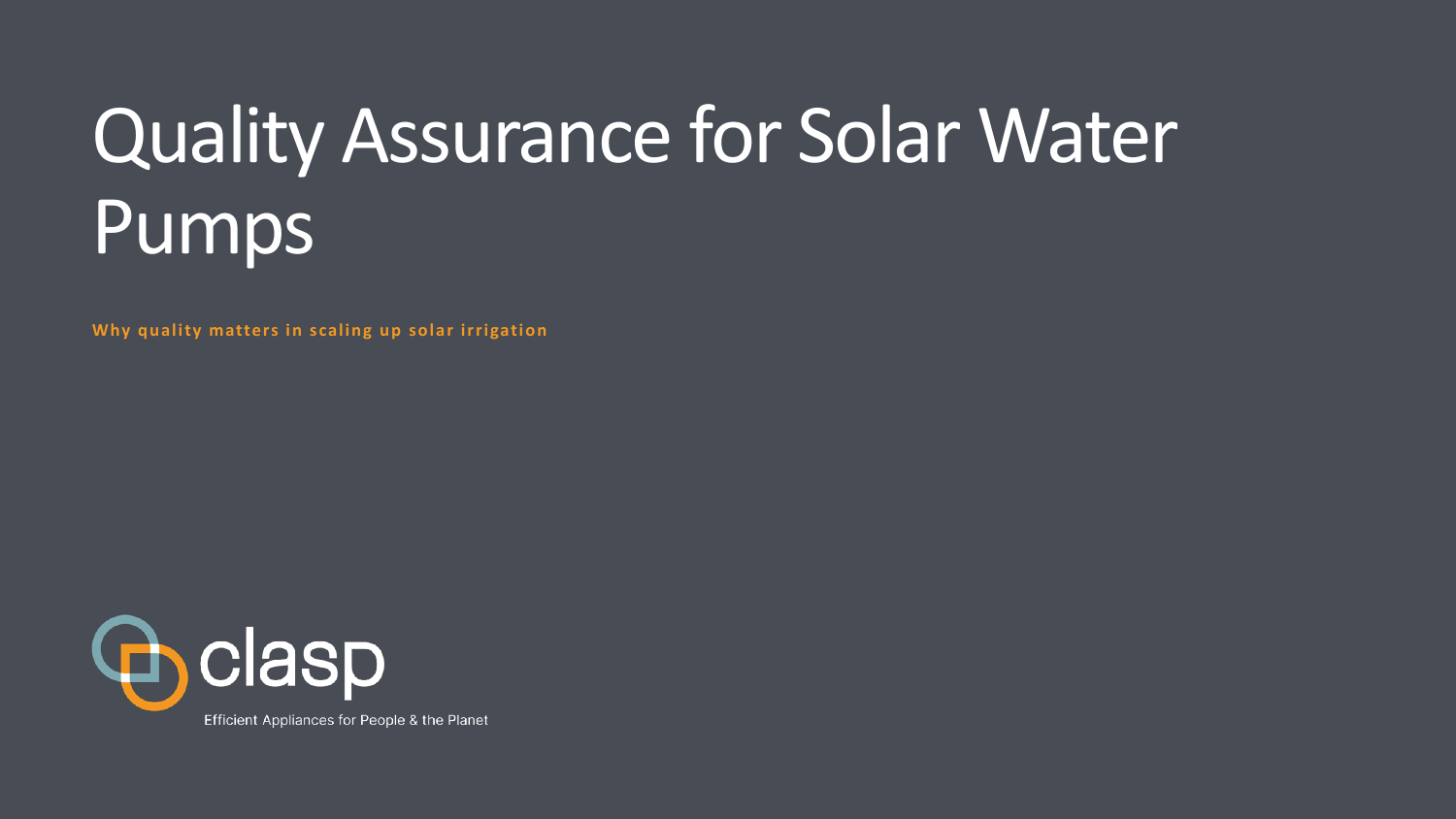# Quality Assurance for Solar Water Pumps

**Why quality matters in scaling up solar irrigation**

clasp

Efficient Appliances for People & the Planet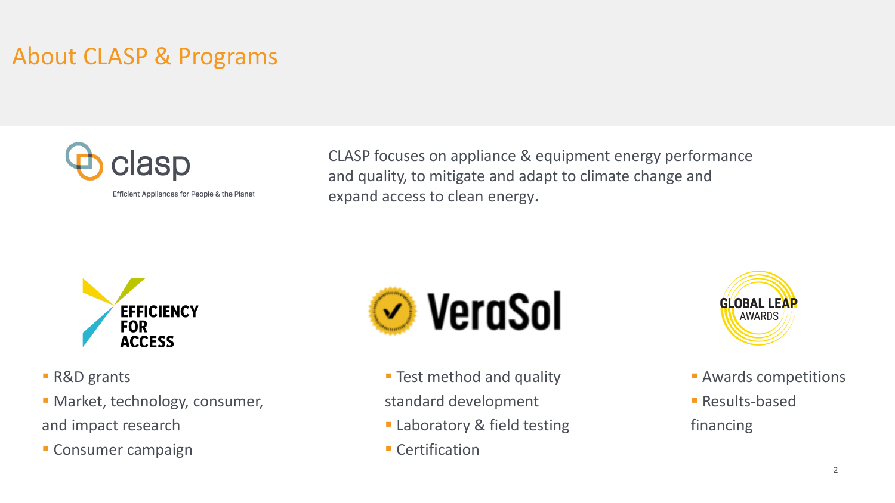# About CLASP & Programs

clasp

Efficient Appliances for People & the Planet

CLASP focuses on appliance & equipment energy performance and quality, to mitigate and adapt to climate change and expand access to clean energy.

**EFFICIENCY FOR ACCESS**

- R&D grants
- Market, technology, consumer, and impact research
- Consumer campaign

**VeraSol**

- Test method and quality standard development
- Laboratory & field testing
- Certification

**GLOBAL LEAP AWARDS**

- Awards competitions
- Results-based financing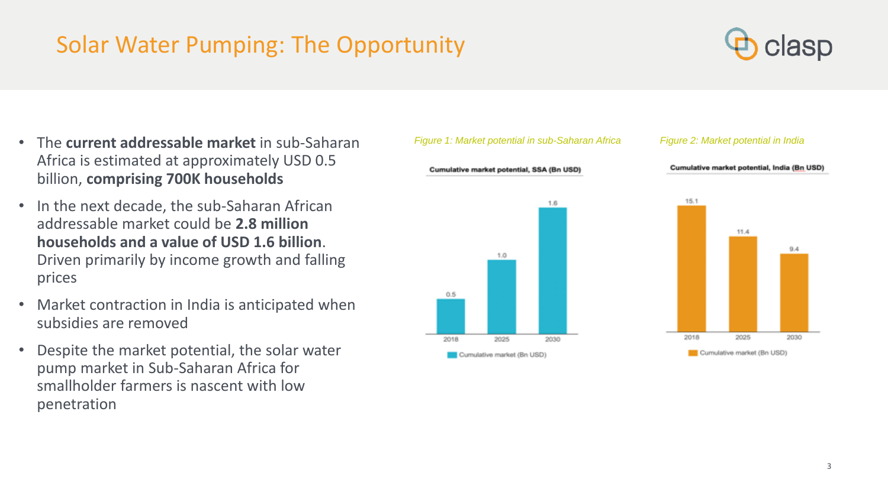# Solar Water Pumping: The Opportunity

- The **current addressable market** in sub-Saharan Africa is estimated at approximately USD 0.5 billion, **comprising 700K households**
- In the next decade, the sub-Saharan African addressable market could be **2.8 million households and a value of USD 1.6 billion**. Driven primarily by income growth and falling prices
- Market contraction in India is anticipated when subsidies are removed
- Despite the market potential, the solar water pump market in Sub-Saharan Africa for smallholder farmers is nascent with low penetration

*Figure 1: Market potential in sub-Saharan Africa*

**Cumulative market potential, SSA (Bn USD)**

| Year | Cumulative market (Bn USD) |
| --- | --- |
| 2018 | 0.5 |
| 2025 | 1.0 |
| 2030 | 1.6 |

*Figure 2: Market potential in India*

**Cumulative market potential, India (Bn USD)**

| Year | Cumulative market (Bn USD) |
| --- | --- |
| 2018 | 15.1 |
| 2025 | 11.4 |
| 2030 | 9.4 |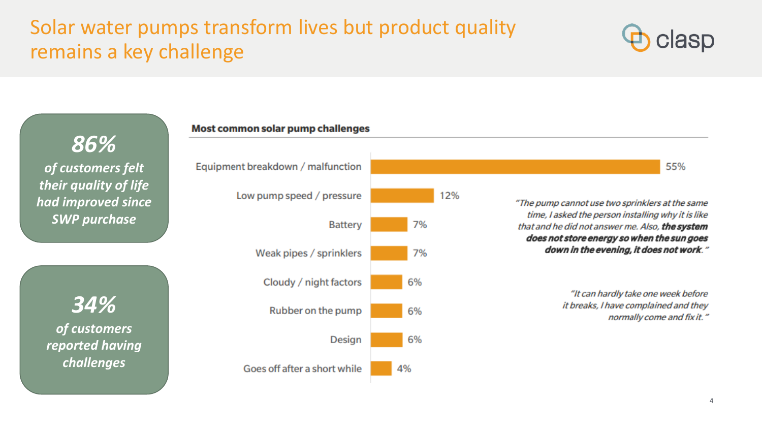# Solar water pumps transform lives but product quality remains a key challenge

***86%***
***of customers felt their quality of life had improved since SWP purchase***

***34%***
***of customers reported having challenges***

**Most common solar pump challenges**

| Challenge | % |
|---|---|
| Equipment breakdown / malfunction | 55% |
| Low pump speed / pressure | 12% |
| Battery | 7% |
| Weak pipes / sprinklers | 7% |
| Cloudy / night factors | 6% |
| Rubber on the pump | 6% |
| Design | 6% |
| Goes off after a short while | 4% |

*"The pump cannot use two sprinklers at the same time, I asked the person installing why it is like that and he did not answer me. Also, **the system does not store energy so when the sun goes down in the evening, it does not work**."*

*"It can hardly take one week before it breaks, I have complained and they normally come and fix it."*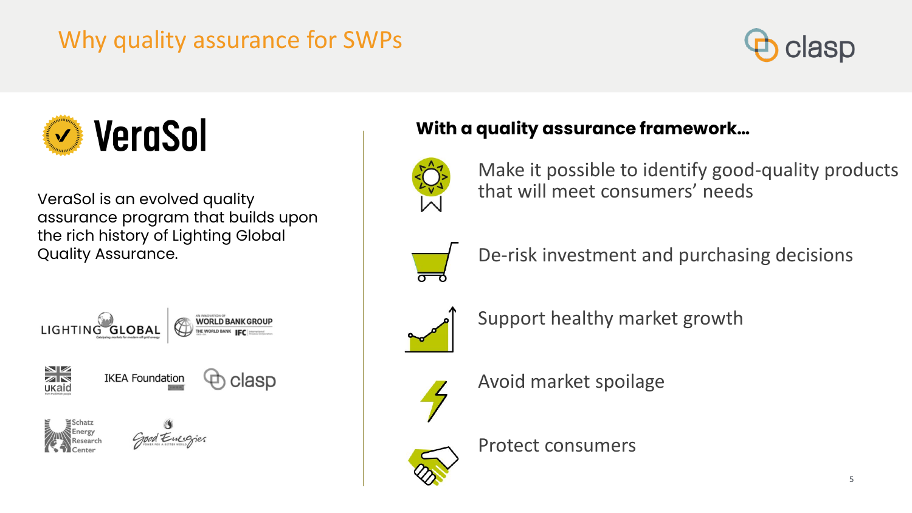# Why quality assurance for SWPs

## VeraSol

VeraSol is an evolved quality assurance program that builds upon the rich history of Lighting Global Quality Assurance.

**With a quality assurance framework…**

- Make it possible to identify good-quality products that will meet consumers' needs
- De-risk investment and purchasing decisions
- Support healthy market growth
- Avoid market spoilage
- Protect consumers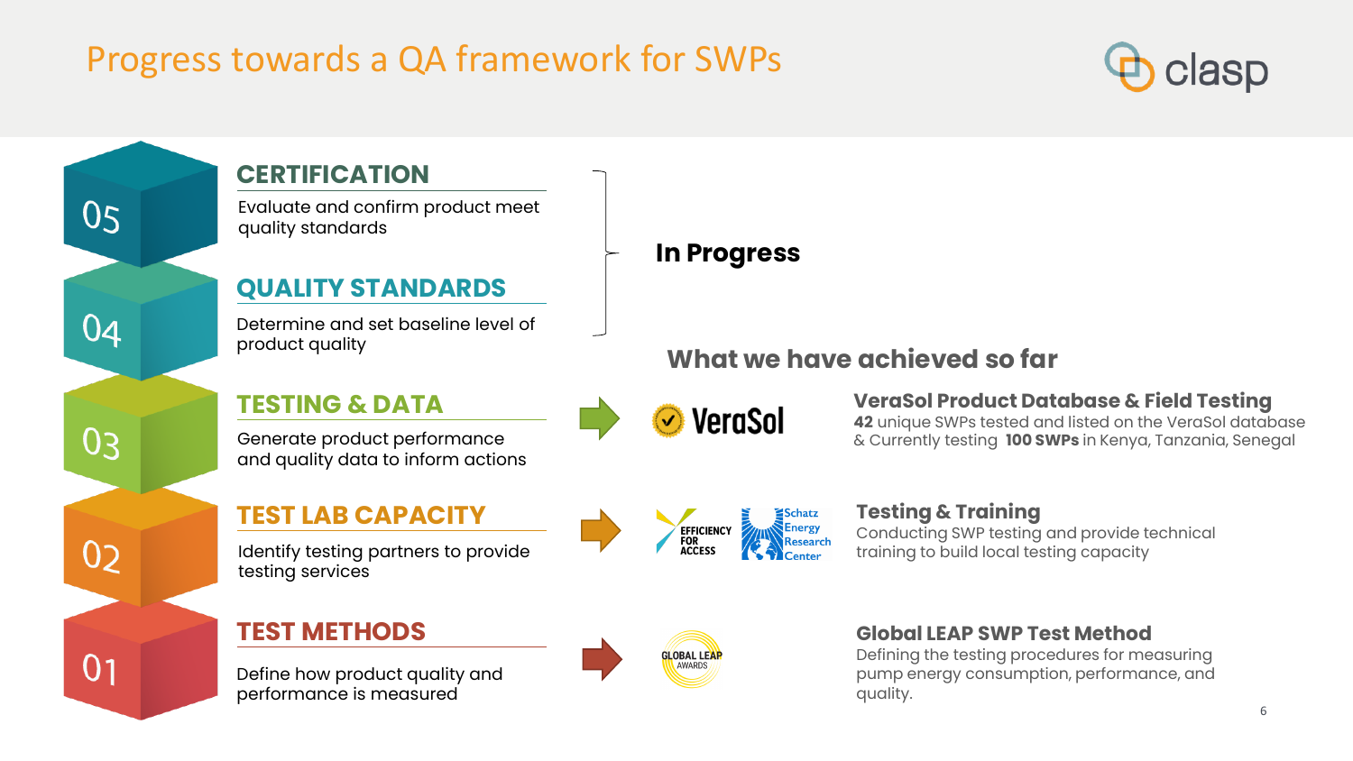# Progress towards a QA framework for SWPs

## 05 CERTIFICATION

Evaluate and confirm product meet quality standards

## 04 QUALITY STANDARDS

Determine and set baseline level of product quality

**In Progress**

## 03 TESTING & DATA

Generate product performance and quality data to inform actions

## 02 TEST LAB CAPACITY

Identify testing partners to provide testing services

## 01 TEST METHODS

Define how product quality and performance is measured

## What we have achieved so far

**VeraSol Product Database & Field Testing**
**42** unique SWPs tested and listed on the VeraSol database & Currently testing **100 SWPs** in Kenya, Tanzania, Senegal

**Testing & Training**
Conducting SWP testing and provide technical training to build local testing capacity

**Global LEAP SWP Test Method**
Defining the testing procedures for measuring pump energy consumption, performance, and quality.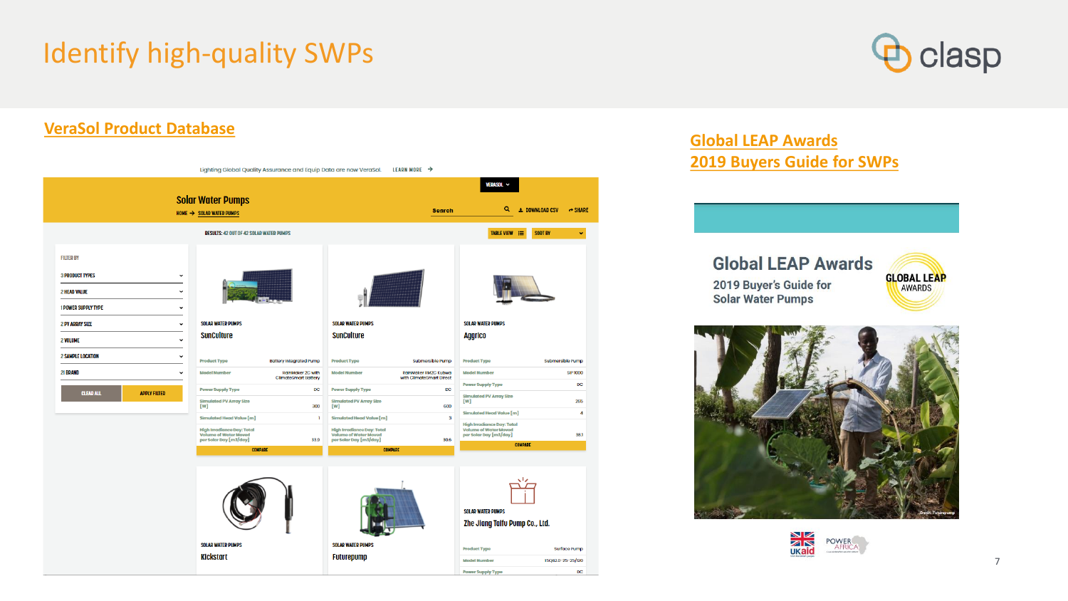# Identify high-quality SWPs

## VeraSol Product Database

Lighting Global Quality Assurance and Equip Data are now VeraSol. LEARN MORE →

**Solar Water Pumps**

HOME → SOLAR WATER PUMPS

Search | DOWNLOAD CSV | SHARE

RESULTS: 42 OUT OF 42 SOLAR WATER PUMPS

TABLE VIEW | SORT BY

FILTER BY
- 3 PRODUCT TYPES
- 2 HEAD VALUE
- 1 POWER SUPPLY TYPE
- 2 PV ARRAY SIZE
- 2 VOLUME
- 2 SAMPLE LOCATION
- 21 BRAND

CLEAR ALL | APPLY FILTER

**SOLAR WATER PUMPS – SunCulture**

| | |
|---|---|
| Product Type | Battery Integrated Pump |
| Model Number | RainMaker 2C with ClimateSmart Battery |
| Power Supply Type | DC |
| Simulated PV Array Size [W] | 300 |
| Simulated Head Value [m] | 1 |
| High Irradiance Day: Total Volume of Water Moved per Solar Day [m3/day] | 33.0 |

COMPARE

**SOLAR WATER PUMPS – SunCulture**

| | |
|---|---|
| Product Type | Submersible Pump |
| Model Number | RainMaker RM2C Kubwa with ClimateSmart Direct |
| Power Supply Type | DC |
| Simulated PV Array Size [W] | 600 |
| Simulated Head Value [m] | 3 |
| High Irradiance Day: Total Volume of Water Moved per Solar Day [m3/day] | 30.6 |

COMPARE

**SOLAR WATER PUMPS – Aggrico**

| | |
|---|---|
| Product Type | Submersible Pump |
| Model Number | SIP1000 |
| Power Supply Type | DC |
| Simulated PV Array Size [W] | 265 |
| Simulated Head Value [m] | 4 |
| High Irradiance Day: Total Volume of Water Moved per Solar Day [m3/day] | 38.1 |

COMPARE

**SOLAR WATER PUMPS – Kickstart**

**SOLAR WATER PUMPS – Futurepump**

**SOLAR WATER PUMPS – Zhe Jiang Taifu Pump Co., Ltd.**

| | |
|---|---|
| Product Type | Surface Pump |
| Model Number | 15QB2.0-25-25/120 |
| Power Supply Type | DC |

## Global LEAP Awards 2019 Buyers Guide for SWPs

**Global LEAP Awards**

2019 Buyer's Guide for Solar Water Pumps

GLOBAL LEAP AWARDS

Credit: Futurepump

UKaid | POWER AFRICA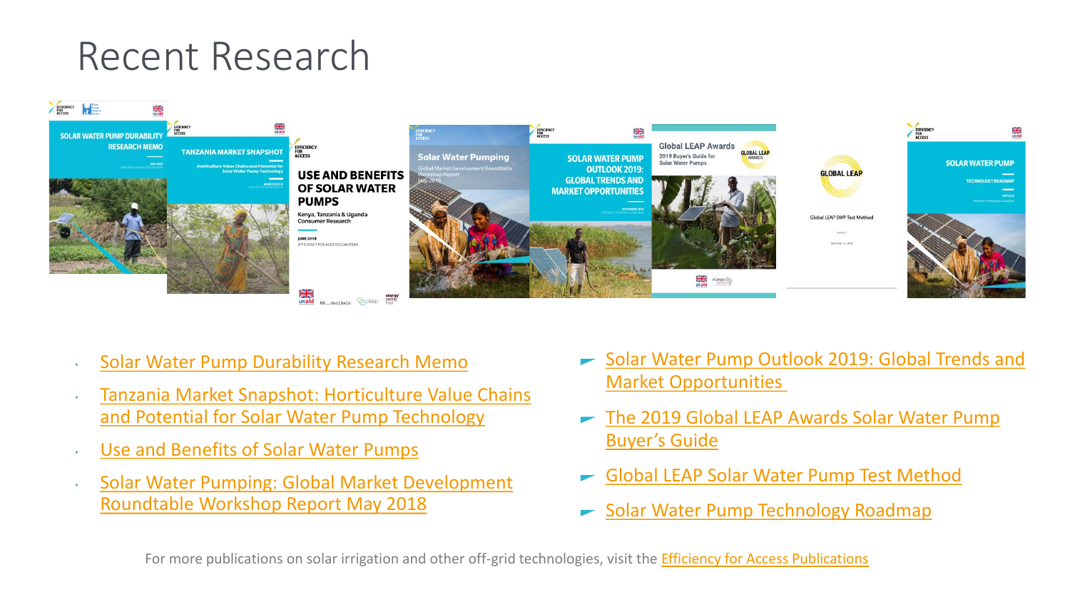# Recent Research

- Solar Water Pump Durability Research Memo
- Tanzania Market Snapshot: Horticulture Value Chains and Potential for Solar Water Pump Technology
- Use and Benefits of Solar Water Pumps
- Solar Water Pumping: Global Market Development Roundtable Workshop Report May 2018
- Solar Water Pump Outlook 2019: Global Trends and Market Opportunities
- The 2019 Global LEAP Awards Solar Water Pump Buyer's Guide
- Global LEAP Solar Water Pump Test Method
- Solar Water Pump Technology Roadmap

For more publications on solar irrigation and other off-grid technologies, visit the Efficiency for Access Publications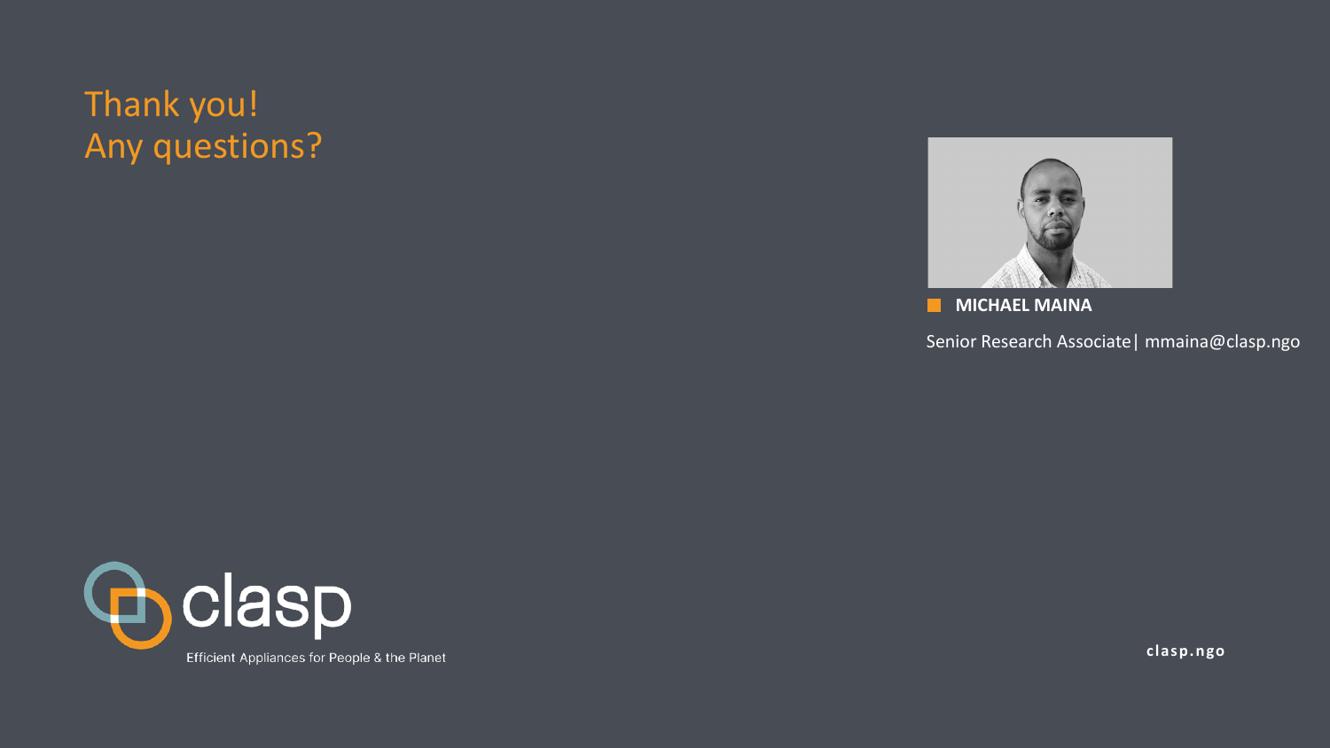# Thank you!
# Any questions?

**MICHAEL MAINA**

Senior Research Associate| mmaina@clasp.ngo

clasp

Efficient Appliances for People & the Planet

**clasp.ngo**